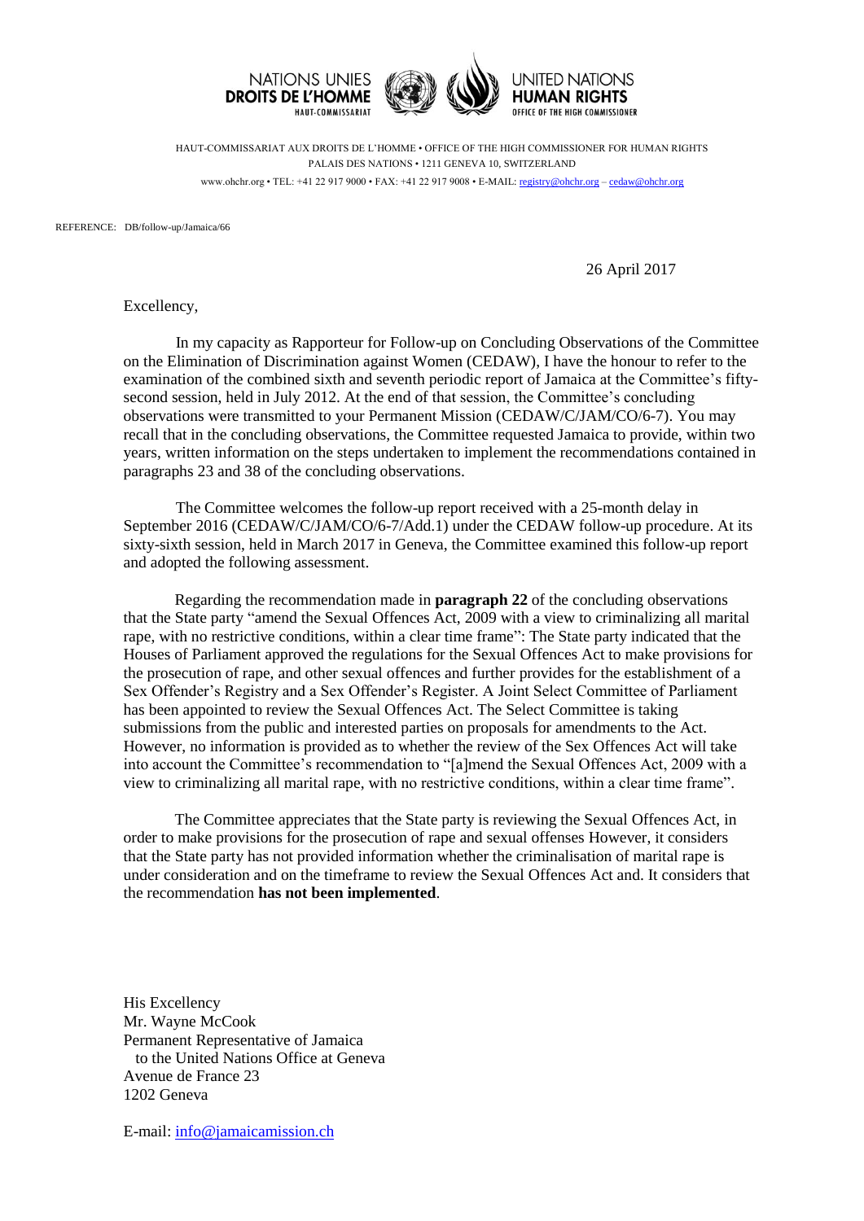NATIONS UNIES
**DROITS DE L'HOMME**
HAUT-COMMISSARIAT

UNITED NATIONS
**HUMAN RIGHTS**
OFFICE OF THE HIGH COMMISSIONER

HAUT-COMMISSARIAT AUX DROITS DE L'HOMME • OFFICE OF THE HIGH COMMISSIONER FOR HUMAN RIGHTS
PALAIS DES NATIONS • 1211 GENEVA 10, SWITZERLAND
www.ohchr.org • TEL: +41 22 917 9000 • FAX: +41 22 917 9008 • E-MAIL: registry@ohchr.org – cedaw@ohchr.org

REFERENCE: DB/follow-up/Jamaica/66

26 April 2017

Excellency,

In my capacity as Rapporteur for Follow-up on Concluding Observations of the Committee on the Elimination of Discrimination against Women (CEDAW), I have the honour to refer to the examination of the combined sixth and seventh periodic report of Jamaica at the Committee's fifty-second session, held in July 2012. At the end of that session, the Committee's concluding observations were transmitted to your Permanent Mission (CEDAW/C/JAM/CO/6-7). You may recall that in the concluding observations, the Committee requested Jamaica to provide, within two years, written information on the steps undertaken to implement the recommendations contained in paragraphs 23 and 38 of the concluding observations.

The Committee welcomes the follow-up report received with a 25-month delay in September 2016 (CEDAW/C/JAM/CO/6-7/Add.1) under the CEDAW follow-up procedure. At its sixty-sixth session, held in March 2017 in Geneva, the Committee examined this follow-up report and adopted the following assessment.

Regarding the recommendation made in **paragraph 22** of the concluding observations that the State party "amend the Sexual Offences Act, 2009 with a view to criminalizing all marital rape, with no restrictive conditions, within a clear time frame": The State party indicated that the Houses of Parliament approved the regulations for the Sexual Offences Act to make provisions for the prosecution of rape, and other sexual offences and further provides for the establishment of a Sex Offender's Registry and a Sex Offender's Register. A Joint Select Committee of Parliament has been appointed to review the Sexual Offences Act. The Select Committee is taking submissions from the public and interested parties on proposals for amendments to the Act. However, no information is provided as to whether the review of the Sex Offences Act will take into account the Committee's recommendation to "[a]mend the Sexual Offences Act, 2009 with a view to criminalizing all marital rape, with no restrictive conditions, within a clear time frame".

The Committee appreciates that the State party is reviewing the Sexual Offences Act, in order to make provisions for the prosecution of rape and sexual offenses However, it considers that the State party has not provided information whether the criminalisation of marital rape is under consideration and on the timeframe to review the Sexual Offences Act and. It considers that the recommendation **has not been implemented**.

His Excellency
Mr. Wayne McCook
Permanent Representative of Jamaica
to the United Nations Office at Geneva
Avenue de France 23
1202 Geneva

E-mail: info@jamaicamission.ch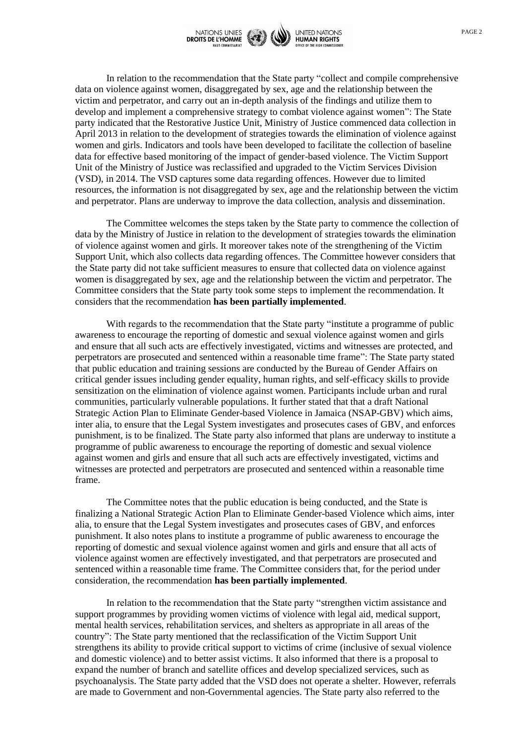In relation to the recommendation that the State party "collect and compile comprehensive data on violence against women, disaggregated by sex, age and the relationship between the victim and perpetrator, and carry out an in-depth analysis of the findings and utilize them to develop and implement a comprehensive strategy to combat violence against women": The State party indicated that the Restorative Justice Unit, Ministry of Justice commenced data collection in April 2013 in relation to the development of strategies towards the elimination of violence against women and girls. Indicators and tools have been developed to facilitate the collection of baseline data for effective based monitoring of the impact of gender-based violence. The Victim Support Unit of the Ministry of Justice was reclassified and upgraded to the Victim Services Division (VSD), in 2014. The VSD captures some data regarding offences. However due to limited resources, the information is not disaggregated by sex, age and the relationship between the victim and perpetrator. Plans are underway to improve the data collection, analysis and dissemination.

The Committee welcomes the steps taken by the State party to commence the collection of data by the Ministry of Justice in relation to the development of strategies towards the elimination of violence against women and girls. It moreover takes note of the strengthening of the Victim Support Unit, which also collects data regarding offences. The Committee however considers that the State party did not take sufficient measures to ensure that collected data on violence against women is disaggregated by sex, age and the relationship between the victim and perpetrator. The Committee considers that the State party took some steps to implement the recommendation. It considers that the recommendation **has been partially implemented**.

With regards to the recommendation that the State party "institute a programme of public awareness to encourage the reporting of domestic and sexual violence against women and girls and ensure that all such acts are effectively investigated, victims and witnesses are protected, and perpetrators are prosecuted and sentenced within a reasonable time frame": The State party stated that public education and training sessions are conducted by the Bureau of Gender Affairs on critical gender issues including gender equality, human rights, and self-efficacy skills to provide sensitization on the elimination of violence against women. Participants include urban and rural communities, particularly vulnerable populations. It further stated that that a draft National Strategic Action Plan to Eliminate Gender-based Violence in Jamaica (NSAP-GBV) which aims, inter alia, to ensure that the Legal System investigates and prosecutes cases of GBV, and enforces punishment, is to be finalized. The State party also informed that plans are underway to institute a programme of public awareness to encourage the reporting of domestic and sexual violence against women and girls and ensure that all such acts are effectively investigated, victims and witnesses are protected and perpetrators are prosecuted and sentenced within a reasonable time frame.

The Committee notes that the public education is being conducted, and the State is finalizing a National Strategic Action Plan to Eliminate Gender-based Violence which aims, inter alia, to ensure that the Legal System investigates and prosecutes cases of GBV, and enforces punishment. It also notes plans to institute a programme of public awareness to encourage the reporting of domestic and sexual violence against women and girls and ensure that all acts of violence against women are effectively investigated, and that perpetrators are prosecuted and sentenced within a reasonable time frame. The Committee considers that, for the period under consideration, the recommendation **has been partially implemented**.

In relation to the recommendation that the State party "strengthen victim assistance and support programmes by providing women victims of violence with legal aid, medical support, mental health services, rehabilitation services, and shelters as appropriate in all areas of the country": The State party mentioned that the reclassification of the Victim Support Unit strengthens its ability to provide critical support to victims of crime (inclusive of sexual violence and domestic violence) and to better assist victims. It also informed that there is a proposal to expand the number of branch and satellite offices and develop specialized services, such as psychoanalysis. The State party added that the VSD does not operate a shelter. However, referrals are made to Government and non-Governmental agencies. The State party also referred to the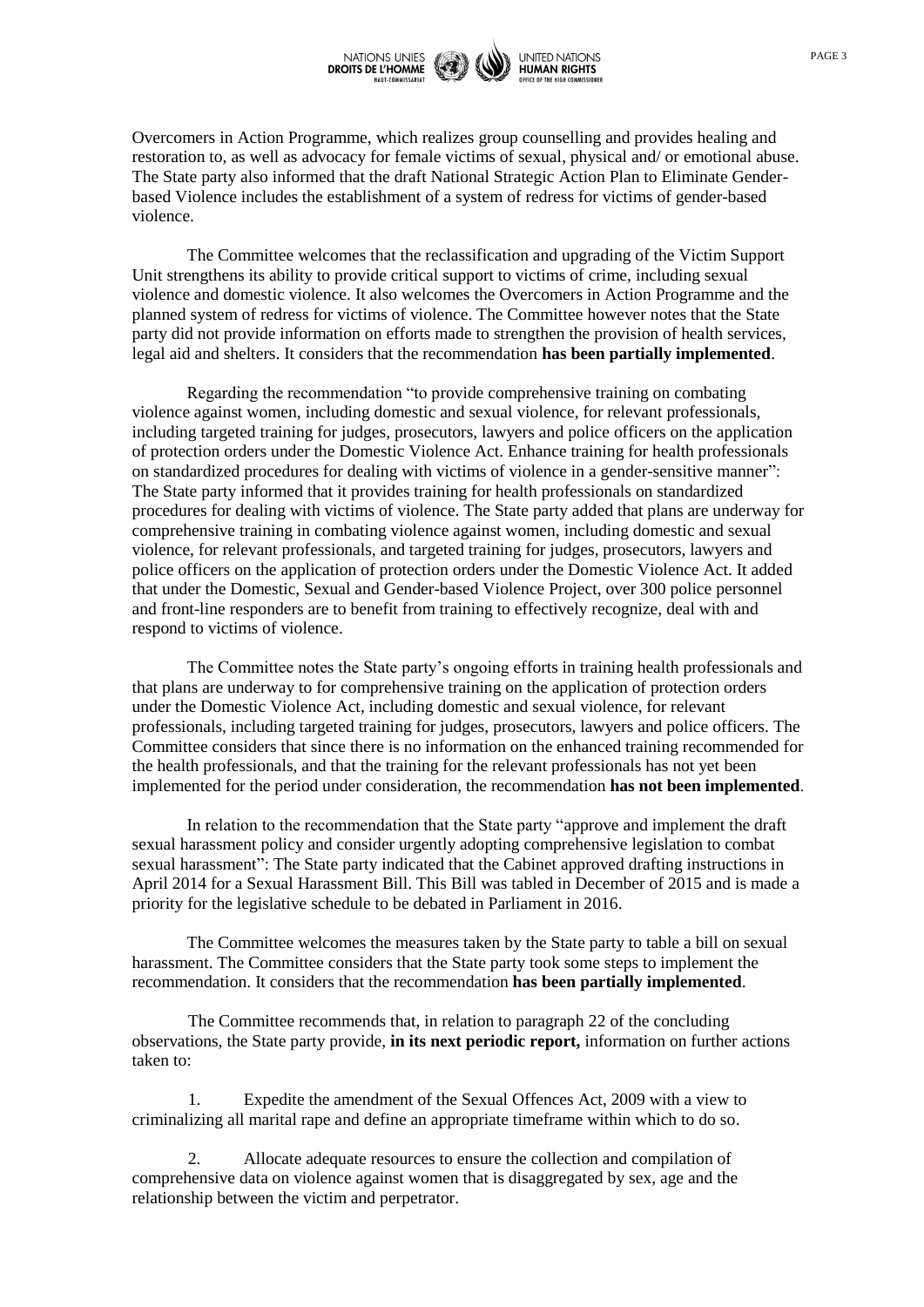Overcomers in Action Programme, which realizes group counselling and provides healing and restoration to, as well as advocacy for female victims of sexual, physical and/ or emotional abuse. The State party also informed that the draft National Strategic Action Plan to Eliminate Gender-based Violence includes the establishment of a system of redress for victims of gender-based violence.

The Committee welcomes that the reclassification and upgrading of the Victim Support Unit strengthens its ability to provide critical support to victims of crime, including sexual violence and domestic violence. It also welcomes the Overcomers in Action Programme and the planned system of redress for victims of violence. The Committee however notes that the State party did not provide information on efforts made to strengthen the provision of health services, legal aid and shelters. It considers that the recommendation **has been partially implemented**.

Regarding the recommendation "to provide comprehensive training on combating violence against women, including domestic and sexual violence, for relevant professionals, including targeted training for judges, prosecutors, lawyers and police officers on the application of protection orders under the Domestic Violence Act. Enhance training for health professionals on standardized procedures for dealing with victims of violence in a gender-sensitive manner": The State party informed that it provides training for health professionals on standardized procedures for dealing with victims of violence. The State party added that plans are underway for comprehensive training in combating violence against women, including domestic and sexual violence, for relevant professionals, and targeted training for judges, prosecutors, lawyers and police officers on the application of protection orders under the Domestic Violence Act. It added that under the Domestic, Sexual and Gender-based Violence Project, over 300 police personnel and front-line responders are to benefit from training to effectively recognize, deal with and respond to victims of violence.

The Committee notes the State party's ongoing efforts in training health professionals and that plans are underway to for comprehensive training on the application of protection orders under the Domestic Violence Act, including domestic and sexual violence, for relevant professionals, including targeted training for judges, prosecutors, lawyers and police officers. The Committee considers that since there is no information on the enhanced training recommended for the health professionals, and that the training for the relevant professionals has not yet been implemented for the period under consideration, the recommendation **has not been implemented**.

In relation to the recommendation that the State party "approve and implement the draft sexual harassment policy and consider urgently adopting comprehensive legislation to combat sexual harassment": The State party indicated that the Cabinet approved drafting instructions in April 2014 for a Sexual Harassment Bill. This Bill was tabled in December of 2015 and is made a priority for the legislative schedule to be debated in Parliament in 2016.

The Committee welcomes the measures taken by the State party to table a bill on sexual harassment. The Committee considers that the State party took some steps to implement the recommendation. It considers that the recommendation **has been partially implemented**.

The Committee recommends that, in relation to paragraph 22 of the concluding observations, the State party provide, **in its next periodic report,** information on further actions taken to:

1. Expedite the amendment of the Sexual Offences Act, 2009 with a view to criminalizing all marital rape and define an appropriate timeframe within which to do so.

2. Allocate adequate resources to ensure the collection and compilation of comprehensive data on violence against women that is disaggregated by sex, age and the relationship between the victim and perpetrator.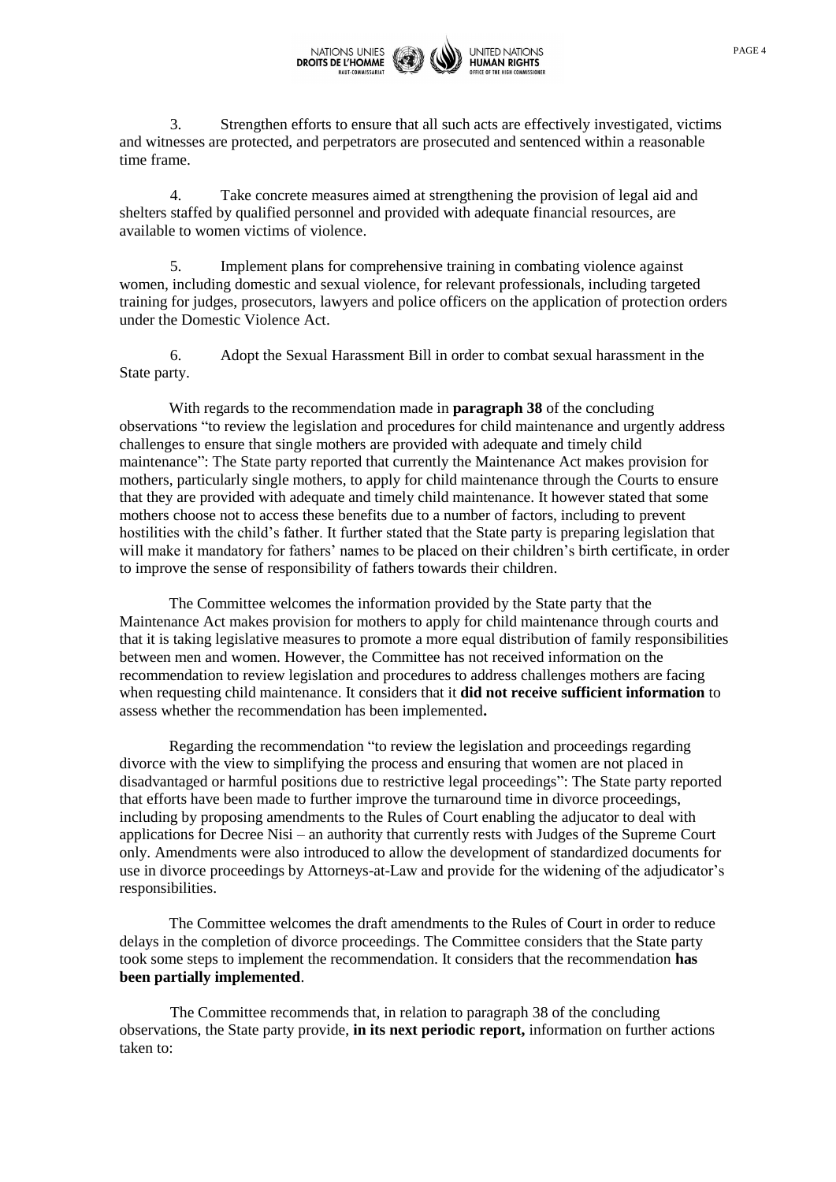3. Strengthen efforts to ensure that all such acts are effectively investigated, victims and witnesses are protected, and perpetrators are prosecuted and sentenced within a reasonable time frame.

4. Take concrete measures aimed at strengthening the provision of legal aid and shelters staffed by qualified personnel and provided with adequate financial resources, are available to women victims of violence.

5. Implement plans for comprehensive training in combating violence against women, including domestic and sexual violence, for relevant professionals, including targeted training for judges, prosecutors, lawyers and police officers on the application of protection orders under the Domestic Violence Act.

6. Adopt the Sexual Harassment Bill in order to combat sexual harassment in the State party.

With regards to the recommendation made in **paragraph 38** of the concluding observations "to review the legislation and procedures for child maintenance and urgently address challenges to ensure that single mothers are provided with adequate and timely child maintenance": The State party reported that currently the Maintenance Act makes provision for mothers, particularly single mothers, to apply for child maintenance through the Courts to ensure that they are provided with adequate and timely child maintenance. It however stated that some mothers choose not to access these benefits due to a number of factors, including to prevent hostilities with the child's father. It further stated that the State party is preparing legislation that will make it mandatory for fathers' names to be placed on their children's birth certificate, in order to improve the sense of responsibility of fathers towards their children.

The Committee welcomes the information provided by the State party that the Maintenance Act makes provision for mothers to apply for child maintenance through courts and that it is taking legislative measures to promote a more equal distribution of family responsibilities between men and women. However, the Committee has not received information on the recommendation to review legislation and procedures to address challenges mothers are facing when requesting child maintenance. It considers that it **did not receive sufficient information** to assess whether the recommendation has been implemented**.**

Regarding the recommendation "to review the legislation and proceedings regarding divorce with the view to simplifying the process and ensuring that women are not placed in disadvantaged or harmful positions due to restrictive legal proceedings": The State party reported that efforts have been made to further improve the turnaround time in divorce proceedings, including by proposing amendments to the Rules of Court enabling the adjucator to deal with applications for Decree Nisi – an authority that currently rests with Judges of the Supreme Court only. Amendments were also introduced to allow the development of standardized documents for use in divorce proceedings by Attorneys-at-Law and provide for the widening of the adjudicator's responsibilities.

The Committee welcomes the draft amendments to the Rules of Court in order to reduce delays in the completion of divorce proceedings. The Committee considers that the State party took some steps to implement the recommendation. It considers that the recommendation **has been partially implemented**.

The Committee recommends that, in relation to paragraph 38 of the concluding observations, the State party provide, **in its next periodic report,** information on further actions taken to: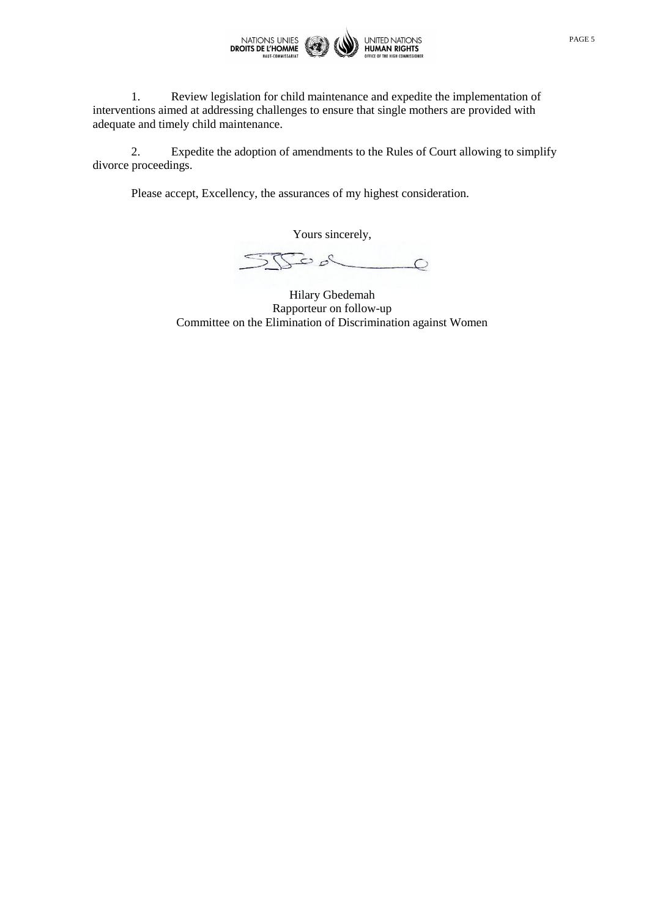1. Review legislation for child maintenance and expedite the implementation of interventions aimed at addressing challenges to ensure that single mothers are provided with adequate and timely child maintenance.

2. Expedite the adoption of amendments to the Rules of Court allowing to simplify divorce proceedings.

Please accept, Excellency, the assurances of my highest consideration.

Yours sincerely,

Hilary Gbedemah
Rapporteur on follow-up
Committee on the Elimination of Discrimination against Women